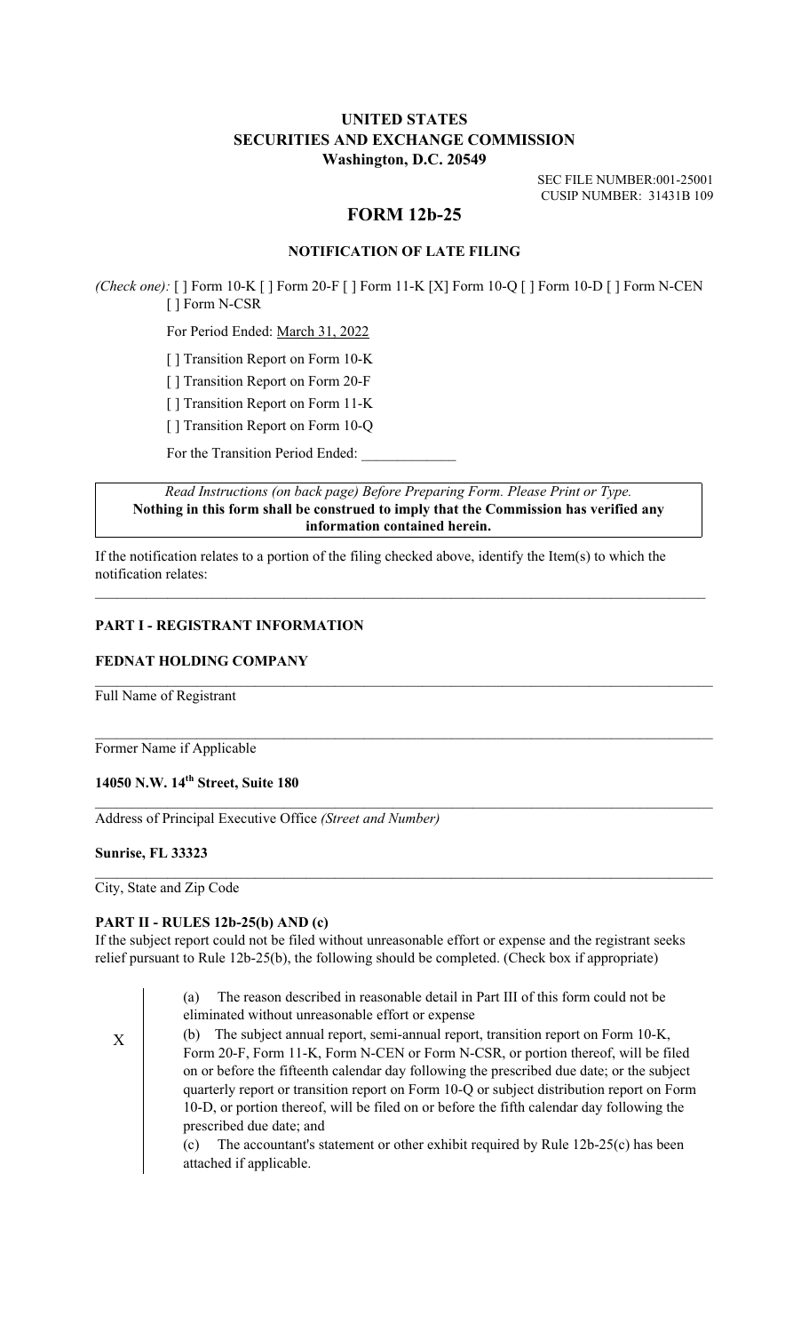**UNITED STATES**
**SECURITIES AND EXCHANGE COMMISSION**
**Washington, D.C. 20549**

SEC FILE NUMBER:001-25001
CUSIP NUMBER: 31431B 109

# FORM 12b-25

**NOTIFICATION OF LATE FILING**

*(Check one):* [ ] Form 10-K [ ] Form 20-F [ ] Form 11-K [X] Form 10-Q [ ] Form 10-D [ ] Form N-CEN [ ] Form N-CSR

For Period Ended: March 31, 2022

[ ] Transition Report on Form 10-K

[ ] Transition Report on Form 20-F

[ ] Transition Report on Form 11-K

[ ] Transition Report on Form 10-Q

For the Transition Period Ended: \_\_\_\_\_\_\_\_\_\_\_\_\_

*Read Instructions (on back page) Before Preparing Form. Please Print or Type.*
**Nothing in this form shall be construed to imply that the Commission has verified any information contained herein.**

If the notification relates to a portion of the filing checked above, identify the Item(s) to which the notification relates:

**PART I - REGISTRANT INFORMATION**

**FEDNAT HOLDING COMPANY**

Full Name of Registrant

Former Name if Applicable

**14050 N.W. 14th Street, Suite 180**

Address of Principal Executive Office *(Street and Number)*

**Sunrise, FL 33323**

City, State and Zip Code

**PART II - RULES 12b-25(b) AND (c)**

If the subject report could not be filed without unreasonable effort or expense and the registrant seeks relief pursuant to Rule 12b-25(b), the following should be completed. (Check box if appropriate)

X

(a) The reason described in reasonable detail in Part III of this form could not be eliminated without unreasonable effort or expense

(b) The subject annual report, semi-annual report, transition report on Form 10-K, Form 20-F, Form 11-K, Form N-CEN or Form N-CSR, or portion thereof, will be filed on or before the fifteenth calendar day following the prescribed due date; or the subject quarterly report or transition report on Form 10-Q or subject distribution report on Form 10-D, or portion thereof, will be filed on or before the fifth calendar day following the prescribed due date; and

(c) The accountant's statement or other exhibit required by Rule 12b-25(c) has been attached if applicable.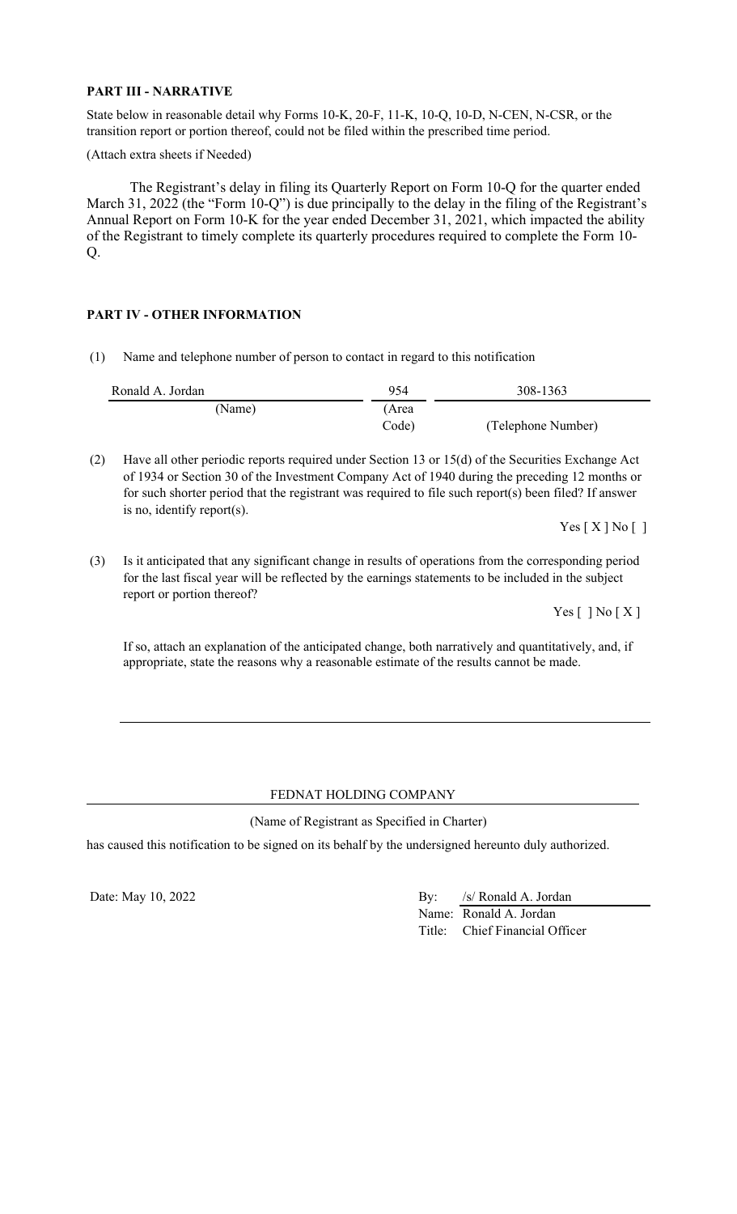**PART III - NARRATIVE**

State below in reasonable detail why Forms 10-K, 20-F, 11-K, 10-Q, 10-D, N-CEN, N-CSR, or the transition report or portion thereof, could not be filed within the prescribed time period.

(Attach extra sheets if Needed)

The Registrant's delay in filing its Quarterly Report on Form 10-Q for the quarter ended March 31, 2022 (the "Form 10-Q") is due principally to the delay in the filing of the Registrant's Annual Report on Form 10-K for the year ended December 31, 2021, which impacted the ability of the Registrant to timely complete its quarterly procedures required to complete the Form 10-Q.

**PART IV - OTHER INFORMATION**

(1) Name and telephone number of person to contact in regard to this notification

| | | |
|---|---|---|
| Ronald A. Jordan | 954 | 308-1363 |
| (Name) | (Area Code) | (Telephone Number) |

(2) Have all other periodic reports required under Section 13 or 15(d) of the Securities Exchange Act of 1934 or Section 30 of the Investment Company Act of 1940 during the preceding 12 months or for such shorter period that the registrant was required to file such report(s) been filed? If answer is no, identify report(s).

Yes [ X ] No [ ]

(3) Is it anticipated that any significant change in results of operations from the corresponding period for the last fiscal year will be reflected by the earnings statements to be included in the subject report or portion thereof?

Yes [ ] No [ X ]

If so, attach an explanation of the anticipated change, both narratively and quantitatively, and, if appropriate, state the reasons why a reasonable estimate of the results cannot be made.

FEDNAT HOLDING COMPANY

(Name of Registrant as Specified in Charter)

has caused this notification to be signed on its behalf by the undersigned hereunto duly authorized.

Date: May 10, 2022

By: /s/ Ronald A. Jordan
Name: Ronald A. Jordan
Title: Chief Financial Officer